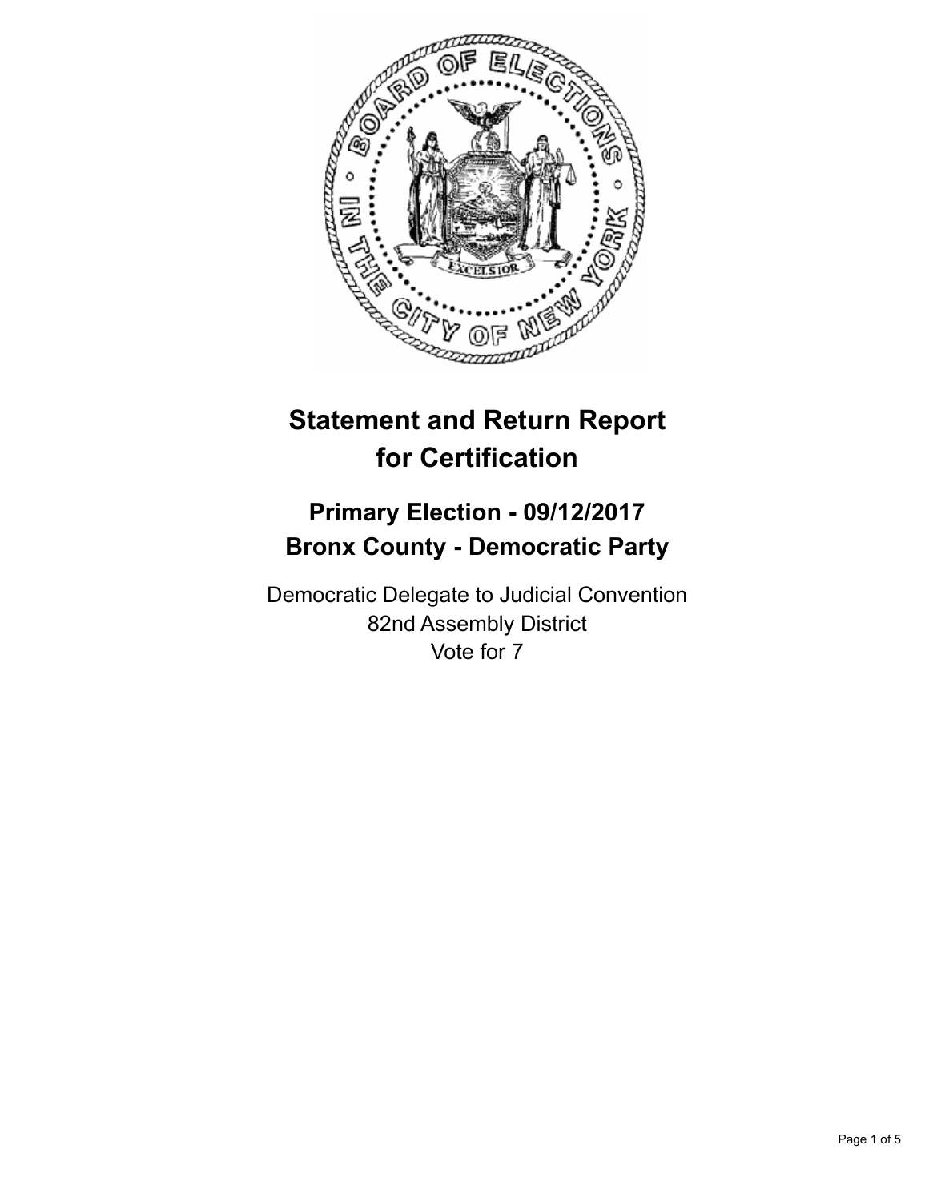# Statement and Return Report for Certification

## Primary Election - 09/12/2017
## Bronx County - Democratic Party

Democratic Delegate to Judicial Convention
82nd Assembly District
Vote for 7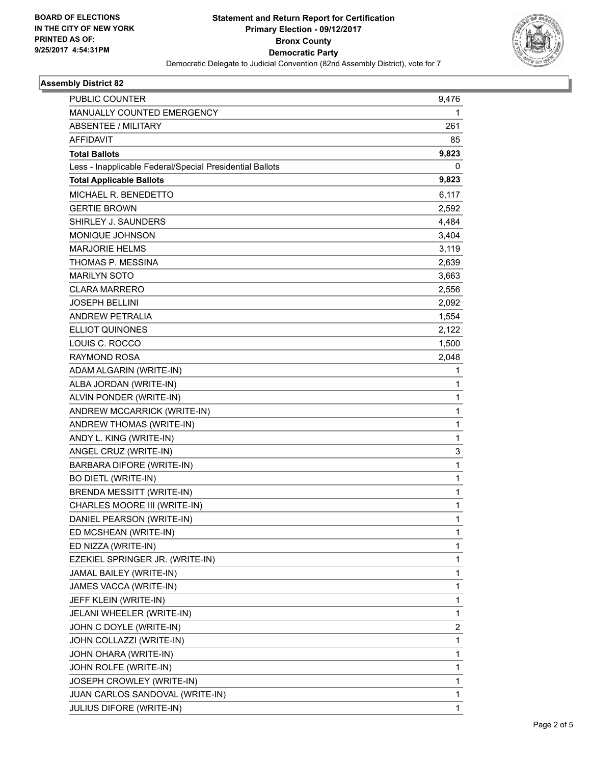**BOARD OF ELECTIONS IN THE CITY OF NEW YORK PRINTED AS OF: 9/25/2017 4:54:31PM**

# Statement and Return Report for Certification
## Primary Election - 09/12/2017
## Bronx County
## Democratic Party

Democratic Delegate to Judicial Convention (82nd Assembly District), vote for 7

### Assembly District 82

| | |
|---|---|
| PUBLIC COUNTER | 9,476 |
| MANUALLY COUNTED EMERGENCY | 1 |
| ABSENTEE / MILITARY | 261 |
| AFFIDAVIT | 85 |
| **Total Ballots** | **9,823** |
| Less - Inapplicable Federal/Special Presidential Ballots | 0 |
| **Total Applicable Ballots** | **9,823** |
| MICHAEL R. BENEDETTO | 6,117 |
| GERTIE BROWN | 2,592 |
| SHIRLEY J. SAUNDERS | 4,484 |
| MONIQUE JOHNSON | 3,404 |
| MARJORIE HELMS | 3,119 |
| THOMAS P. MESSINA | 2,639 |
| MARILYN SOTO | 3,663 |
| CLARA MARRERO | 2,556 |
| JOSEPH BELLINI | 2,092 |
| ANDREW PETRALIA | 1,554 |
| ELLIOT QUINONES | 2,122 |
| LOUIS C. ROCCO | 1,500 |
| RAYMOND ROSA | 2,048 |
| ADAM ALGARIN (WRITE-IN) | 1 |
| ALBA JORDAN (WRITE-IN) | 1 |
| ALVIN PONDER (WRITE-IN) | 1 |
| ANDREW MCCARRICK (WRITE-IN) | 1 |
| ANDREW THOMAS (WRITE-IN) | 1 |
| ANDY L. KING (WRITE-IN) | 1 |
| ANGEL CRUZ (WRITE-IN) | 3 |
| BARBARA DIFORE (WRITE-IN) | 1 |
| BO DIETL (WRITE-IN) | 1 |
| BRENDA MESSITT (WRITE-IN) | 1 |
| CHARLES MOORE III (WRITE-IN) | 1 |
| DANIEL PEARSON (WRITE-IN) | 1 |
| ED MCSHEAN (WRITE-IN) | 1 |
| ED NIZZA (WRITE-IN) | 1 |
| EZEKIEL SPRINGER JR. (WRITE-IN) | 1 |
| JAMAL BAILEY (WRITE-IN) | 1 |
| JAMES VACCA (WRITE-IN) | 1 |
| JEFF KLEIN (WRITE-IN) | 1 |
| JELANI WHEELER (WRITE-IN) | 1 |
| JOHN C DOYLE (WRITE-IN) | 2 |
| JOHN COLLAZZI (WRITE-IN) | 1 |
| JOHN OHARA (WRITE-IN) | 1 |
| JOHN ROLFE (WRITE-IN) | 1 |
| JOSEPH CROWLEY (WRITE-IN) | 1 |
| JUAN CARLOS SANDOVAL (WRITE-IN) | 1 |
| JULIUS DIFORE (WRITE-IN) | 1 |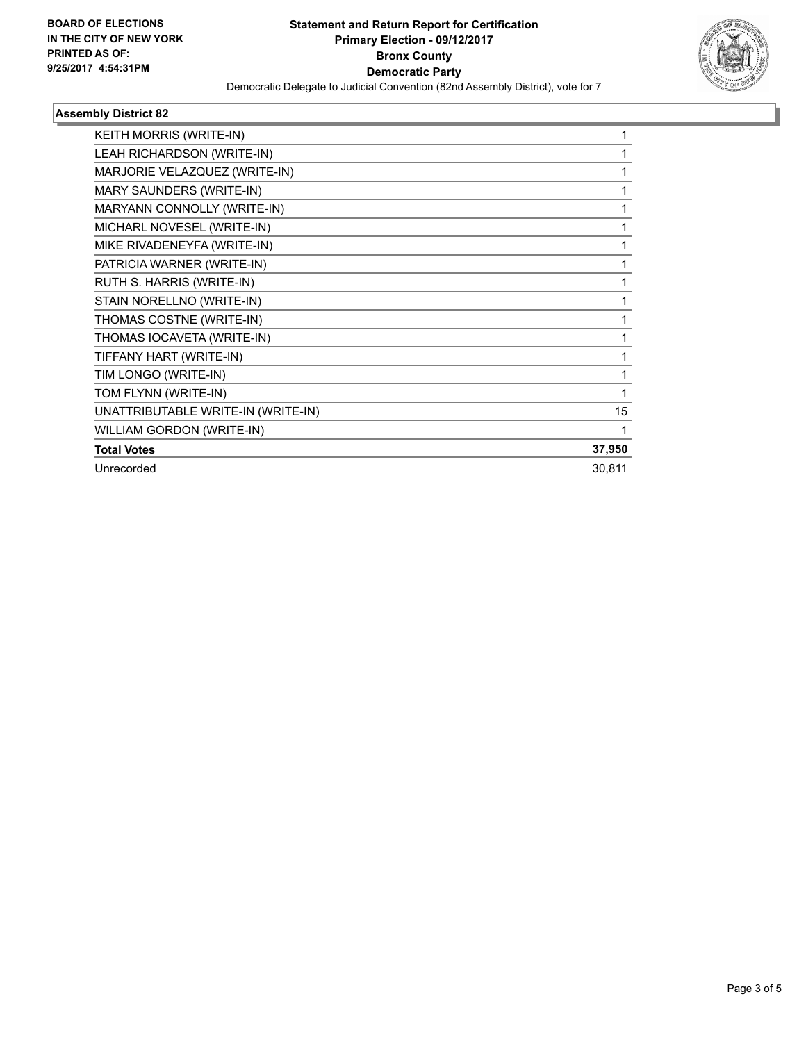**BOARD OF ELECTIONS IN THE CITY OF NEW YORK PRINTED AS OF: 9/25/2017 4:54:31PM**

**Statement and Return Report for Certification**
**Primary Election - 09/12/2017**
**Bronx County**
**Democratic Party**
Democratic Delegate to Judicial Convention (82nd Assembly District), vote for 7

### Assembly District 82

| | |
|---|---|
| KEITH MORRIS (WRITE-IN) | 1 |
| LEAH RICHARDSON (WRITE-IN) | 1 |
| MARJORIE VELAZQUEZ (WRITE-IN) | 1 |
| MARY SAUNDERS (WRITE-IN) | 1 |
| MARYANN CONNOLLY (WRITE-IN) | 1 |
| MICHARL NOVESEL (WRITE-IN) | 1 |
| MIKE RIVADENEYFA (WRITE-IN) | 1 |
| PATRICIA WARNER (WRITE-IN) | 1 |
| RUTH S. HARRIS (WRITE-IN) | 1 |
| STAIN NORELLNO (WRITE-IN) | 1 |
| THOMAS COSTNE (WRITE-IN) | 1 |
| THOMAS IOCAVETA (WRITE-IN) | 1 |
| TIFFANY HART (WRITE-IN) | 1 |
| TIM LONGO (WRITE-IN) | 1 |
| TOM FLYNN (WRITE-IN) | 1 |
| UNATTRIBUTABLE WRITE-IN (WRITE-IN) | 15 |
| WILLIAM GORDON (WRITE-IN) | 1 |
| **Total Votes** | **37,950** |
| Unrecorded | 30,811 |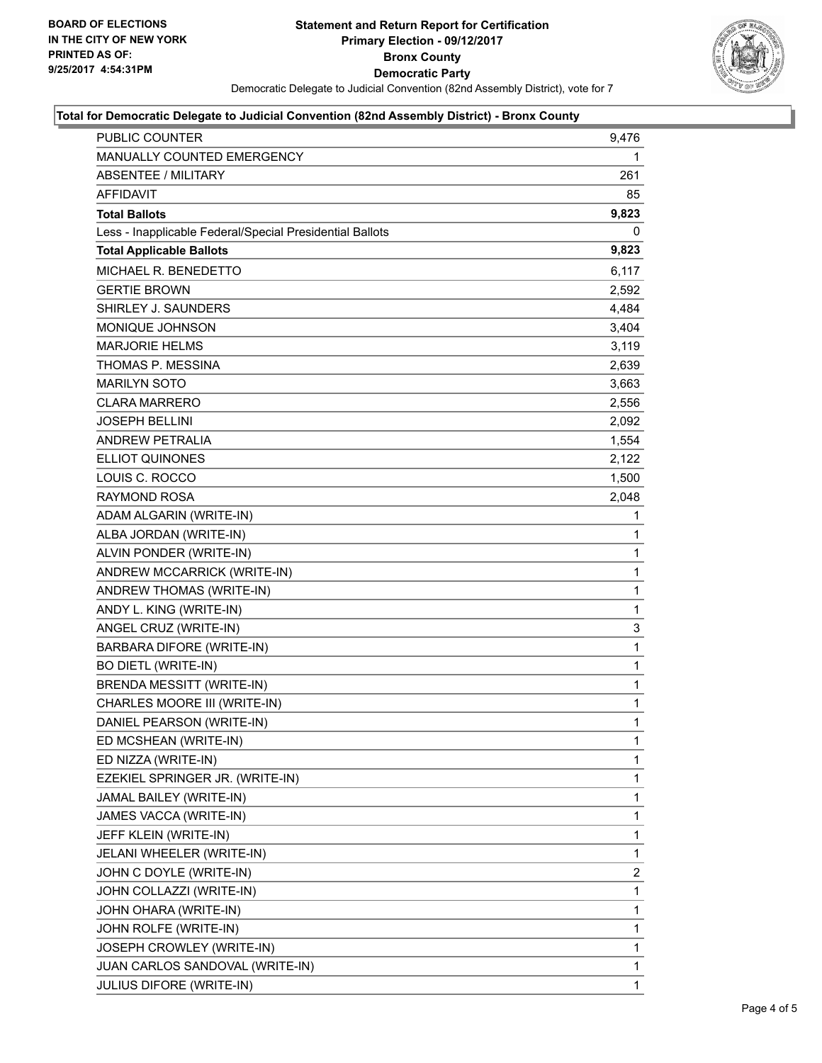**BOARD OF ELECTIONS IN THE CITY OF NEW YORK PRINTED AS OF: 9/25/2017 4:54:31PM**

# Statement and Return Report for Certification
## Primary Election - 09/12/2017
## Bronx County
## Democratic Party

Democratic Delegate to Judicial Convention (82nd Assembly District), vote for 7

### Total for Democratic Delegate to Judicial Convention (82nd Assembly District) - Bronx County

| | |
|---|---|
| PUBLIC COUNTER | 9,476 |
| MANUALLY COUNTED EMERGENCY | 1 |
| ABSENTEE / MILITARY | 261 |
| AFFIDAVIT | 85 |
| **Total Ballots** | **9,823** |
| Less - Inapplicable Federal/Special Presidential Ballots | 0 |
| **Total Applicable Ballots** | **9,823** |
| MICHAEL R. BENEDETTO | 6,117 |
| GERTIE BROWN | 2,592 |
| SHIRLEY J. SAUNDERS | 4,484 |
| MONIQUE JOHNSON | 3,404 |
| MARJORIE HELMS | 3,119 |
| THOMAS P. MESSINA | 2,639 |
| MARILYN SOTO | 3,663 |
| CLARA MARRERO | 2,556 |
| JOSEPH BELLINI | 2,092 |
| ANDREW PETRALIA | 1,554 |
| ELLIOT QUINONES | 2,122 |
| LOUIS C. ROCCO | 1,500 |
| RAYMOND ROSA | 2,048 |
| ADAM ALGARIN (WRITE-IN) | 1 |
| ALBA JORDAN (WRITE-IN) | 1 |
| ALVIN PONDER (WRITE-IN) | 1 |
| ANDREW MCCARRICK (WRITE-IN) | 1 |
| ANDREW THOMAS (WRITE-IN) | 1 |
| ANDY L. KING (WRITE-IN) | 1 |
| ANGEL CRUZ (WRITE-IN) | 3 |
| BARBARA DIFORE (WRITE-IN) | 1 |
| BO DIETL (WRITE-IN) | 1 |
| BRENDA MESSITT (WRITE-IN) | 1 |
| CHARLES MOORE III (WRITE-IN) | 1 |
| DANIEL PEARSON (WRITE-IN) | 1 |
| ED MCSHEAN (WRITE-IN) | 1 |
| ED NIZZA (WRITE-IN) | 1 |
| EZEKIEL SPRINGER JR. (WRITE-IN) | 1 |
| JAMAL BAILEY (WRITE-IN) | 1 |
| JAMES VACCA (WRITE-IN) | 1 |
| JEFF KLEIN (WRITE-IN) | 1 |
| JELANI WHEELER (WRITE-IN) | 1 |
| JOHN C DOYLE (WRITE-IN) | 2 |
| JOHN COLLAZZI (WRITE-IN) | 1 |
| JOHN OHARA (WRITE-IN) | 1 |
| JOHN ROLFE (WRITE-IN) | 1 |
| JOSEPH CROWLEY (WRITE-IN) | 1 |
| JUAN CARLOS SANDOVAL (WRITE-IN) | 1 |
| JULIUS DIFORE (WRITE-IN) | 1 |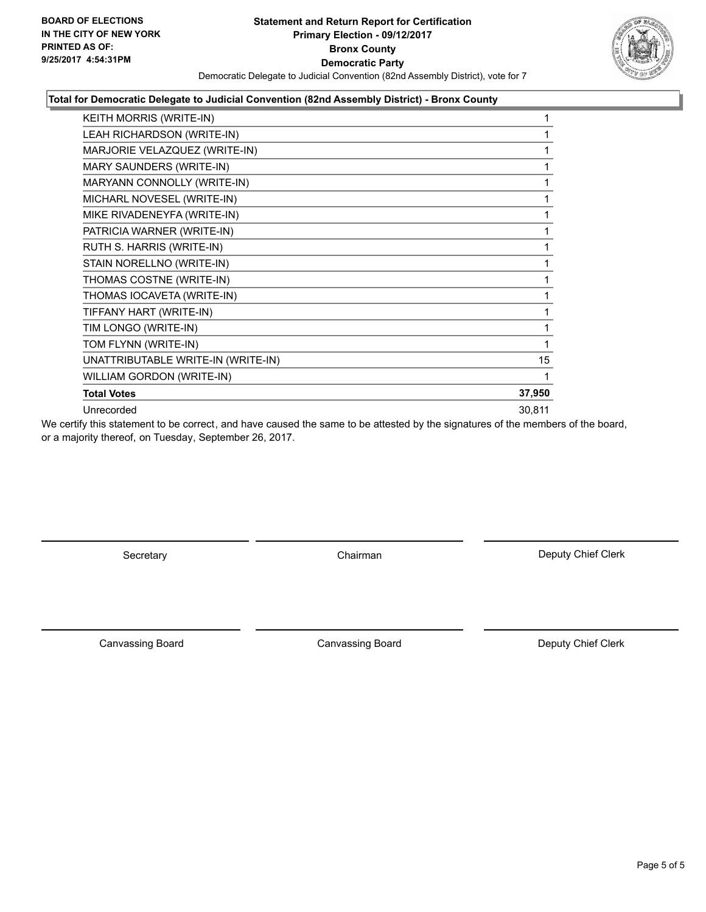**BOARD OF ELECTIONS IN THE CITY OF NEW YORK PRINTED AS OF: 9/25/2017 4:54:31PM**

**Statement and Return Report for Certification**
**Primary Election - 09/12/2017**
**Bronx County**
**Democratic Party**
Democratic Delegate to Judicial Convention (82nd Assembly District), vote for 7

**Total for Democratic Delegate to Judicial Convention (82nd Assembly District) - Bronx County**

| | |
|---|---|
| KEITH MORRIS (WRITE-IN) | 1 |
| LEAH RICHARDSON (WRITE-IN) | 1 |
| MARJORIE VELAZQUEZ (WRITE-IN) | 1 |
| MARY SAUNDERS (WRITE-IN) | 1 |
| MARYANN CONNOLLY (WRITE-IN) | 1 |
| MICHARL NOVESEL (WRITE-IN) | 1 |
| MIKE RIVADENEYFA (WRITE-IN) | 1 |
| PATRICIA WARNER (WRITE-IN) | 1 |
| RUTH S. HARRIS (WRITE-IN) | 1 |
| STAIN NORELLNO (WRITE-IN) | 1 |
| THOMAS COSTNE (WRITE-IN) | 1 |
| THOMAS IOCAVETA (WRITE-IN) | 1 |
| TIFFANY HART (WRITE-IN) | 1 |
| TIM LONGO (WRITE-IN) | 1 |
| TOM FLYNN (WRITE-IN) | 1 |
| UNATTRIBUTABLE WRITE-IN (WRITE-IN) | 15 |
| WILLIAM GORDON (WRITE-IN) | 1 |
| **Total Votes** | **37,950** |
| Unrecorded | 30,811 |

We certify this statement to be correct, and have caused the same to be attested by the signatures of the members of the board, or a majority thereof, on Tuesday, September 26, 2017.

Secretary

Chairman

Deputy Chief Clerk

Canvassing Board

Canvassing Board

Deputy Chief Clerk